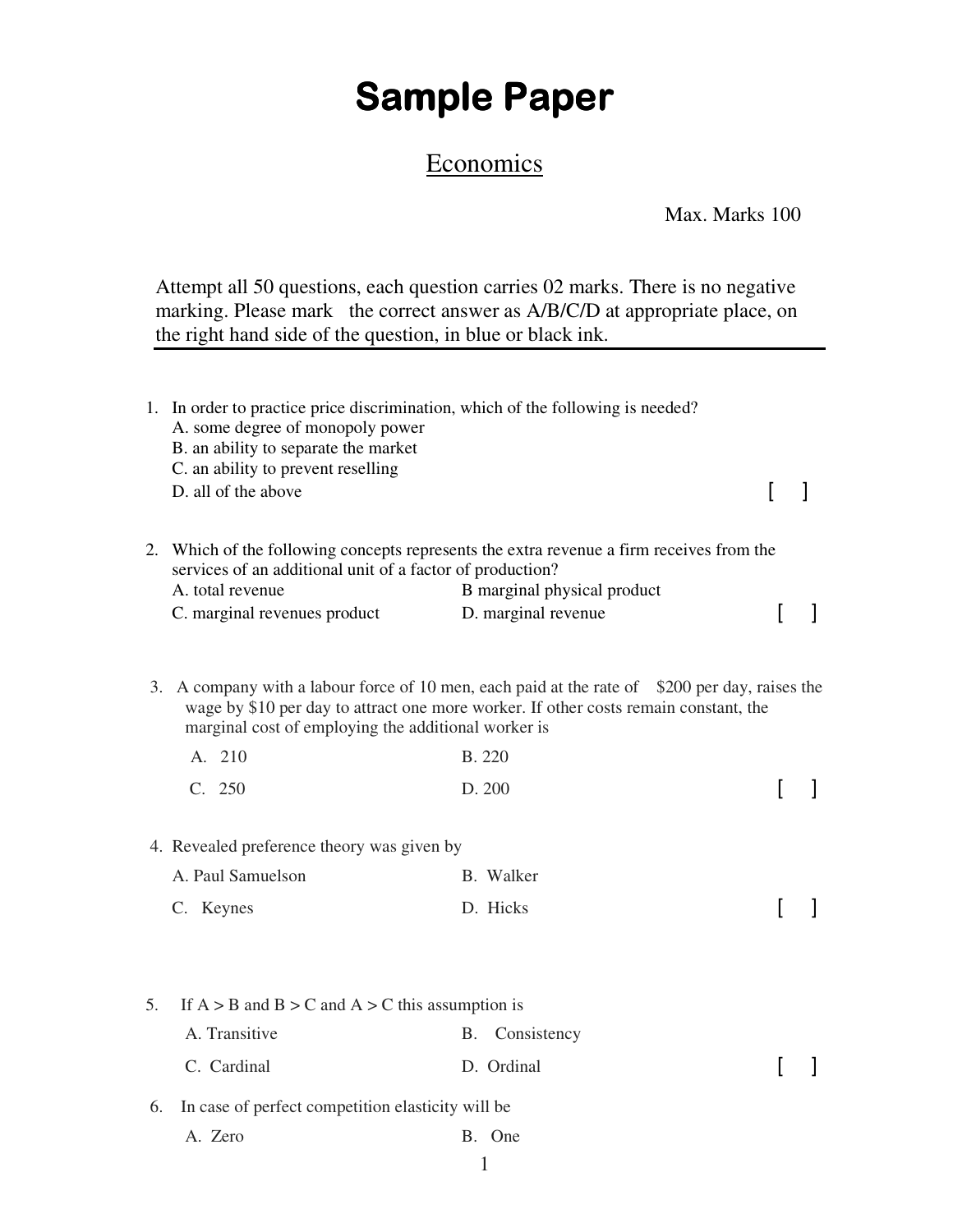# Sample Paper

## Economics

Max. Marks 100

Attempt all 50 questions, each question carries 02 marks. There is no negative marking. Please mark the correct answer as A/B/C/D at appropriate place, on the right hand side of the question, in blue or black ink.

---

1. In order to practice price discrimination, which of the following is needed?
   A. some degree of monopoly power
   B. an ability to separate the market
   C. an ability to prevent reselling
   D. all of the above [ ]

2. Which of the following concepts represents the extra revenue a firm receives from the services of an additional unit of a factor of production?
   A. total revenue  B marginal physical product
   C. marginal revenues product  D. marginal revenue [ ]

3. A company with a labour force of 10 men, each paid at the rate of $200 per day, raises the wage by $10 per day to attract one more worker. If other costs remain constant, the marginal cost of employing the additional worker is
   A. 210  B. 220
   C. 250  D. 200 [ ]

4. Revealed preference theory was given by
   A. Paul Samuelson  B. Walker
   C. Keynes  D. Hicks [ ]

5. If A > B and B > C and A > C this assumption is
   A. Transitive  B. Consistency
   C. Cardinal  D. Ordinal [ ]

6. In case of perfect competition elasticity will be
   A. Zero  B. One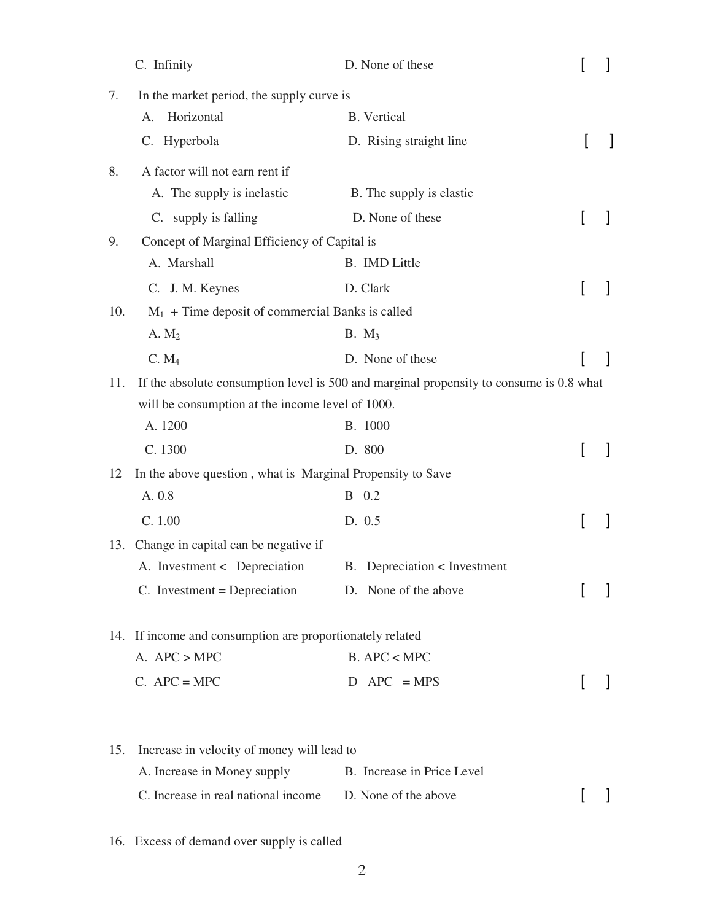C. Infinity    D. None of these    [ ]

7. In the market period, the supply curve is
   A. Horizontal    B. Vertical
   C. Hyperbola    D. Rising straight line    [ ]

8. A factor will not earn rent if
   A. The supply is inelastic    B. The supply is elastic
   C. supply is falling    D. None of these    [ ]

9. Concept of Marginal Efficiency of Capital is
   A. Marshall    B. IMD Little
   C. J. M. Keynes    D. Clark    [ ]

10. $M_1$ + Time deposit of commercial Banks is called
    A. $M_2$    B. $M_3$
    C. $M_4$    D. None of these    [ ]

11. If the absolute consumption level is 500 and marginal propensity to consume is 0.8 what will be consumption at the income level of 1000.
    A. 1200    B. 1000
    C. 1300    D. 800    [ ]

12 In the above question , what is Marginal Propensity to Save
   A. 0.8    B 0.2
   C. 1.00    D. 0.5    [ ]

13. Change in capital can be negative if
    A. Investment < Depreciation    B. Depreciation < Investment
    C. Investment = Depreciation    D. None of the above    [ ]

14. If income and consumption are proportionately related
    A. APC > MPC    B. APC < MPC
    C. APC = MPC    D APC = MPS    [ ]

15. Increase in velocity of money will lead to
    A. Increase in Money supply    B. Increase in Price Level
    C. Increase in real national income    D. None of the above    [ ]

16. Excess of demand over supply is called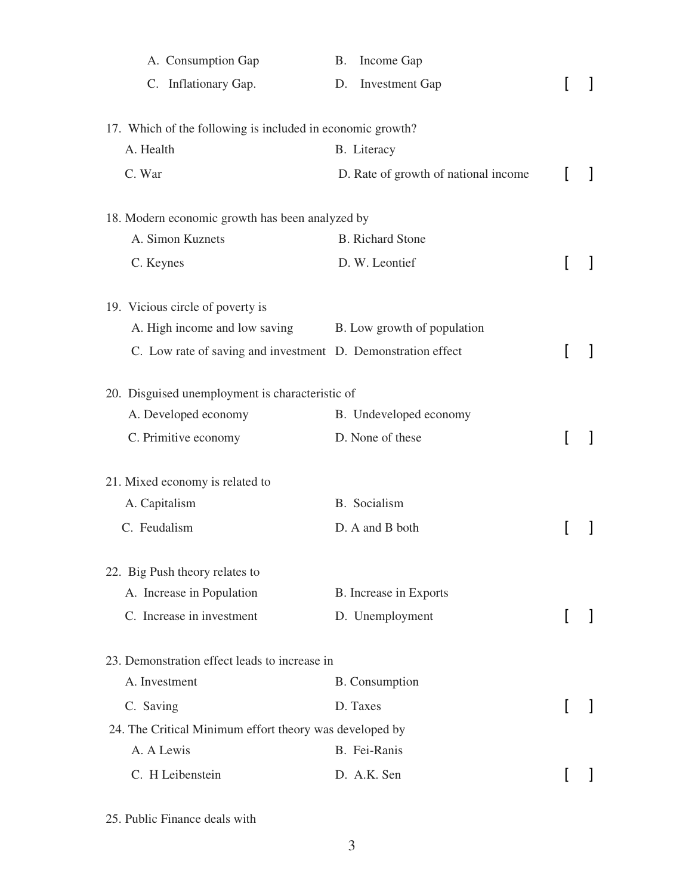A. Consumption Gap B. Income Gap
C. Inflationary Gap. D. Investment Gap [ ]

17. Which of the following is included in economic growth?
   A. Health B. Literacy
   C. War D. Rate of growth of national income [ ]

18. Modern economic growth has been analyzed by
   A. Simon Kuznets B. Richard Stone
   C. Keynes D. W. Leontief [ ]

19. Vicious circle of poverty is
   A. High income and low saving B. Low growth of population
   C. Low rate of saving and investment D. Demonstration effect [ ]

20. Disguised unemployment is characteristic of
   A. Developed economy B. Undeveloped economy
   C. Primitive economy D. None of these [ ]

21. Mixed economy is related to
   A. Capitalism B. Socialism
   C. Feudalism D. A and B both [ ]

22. Big Push theory relates to
   A. Increase in Population B. Increase in Exports
   C. Increase in investment D. Unemployment [ ]

23. Demonstration effect leads to increase in
   A. Investment B. Consumption
   C. Saving D. Taxes [ ]

24. The Critical Minimum effort theory was developed by
   A. A Lewis B. Fei-Ranis
   C. H Leibenstein D. A.K. Sen [ ]

25. Public Finance deals with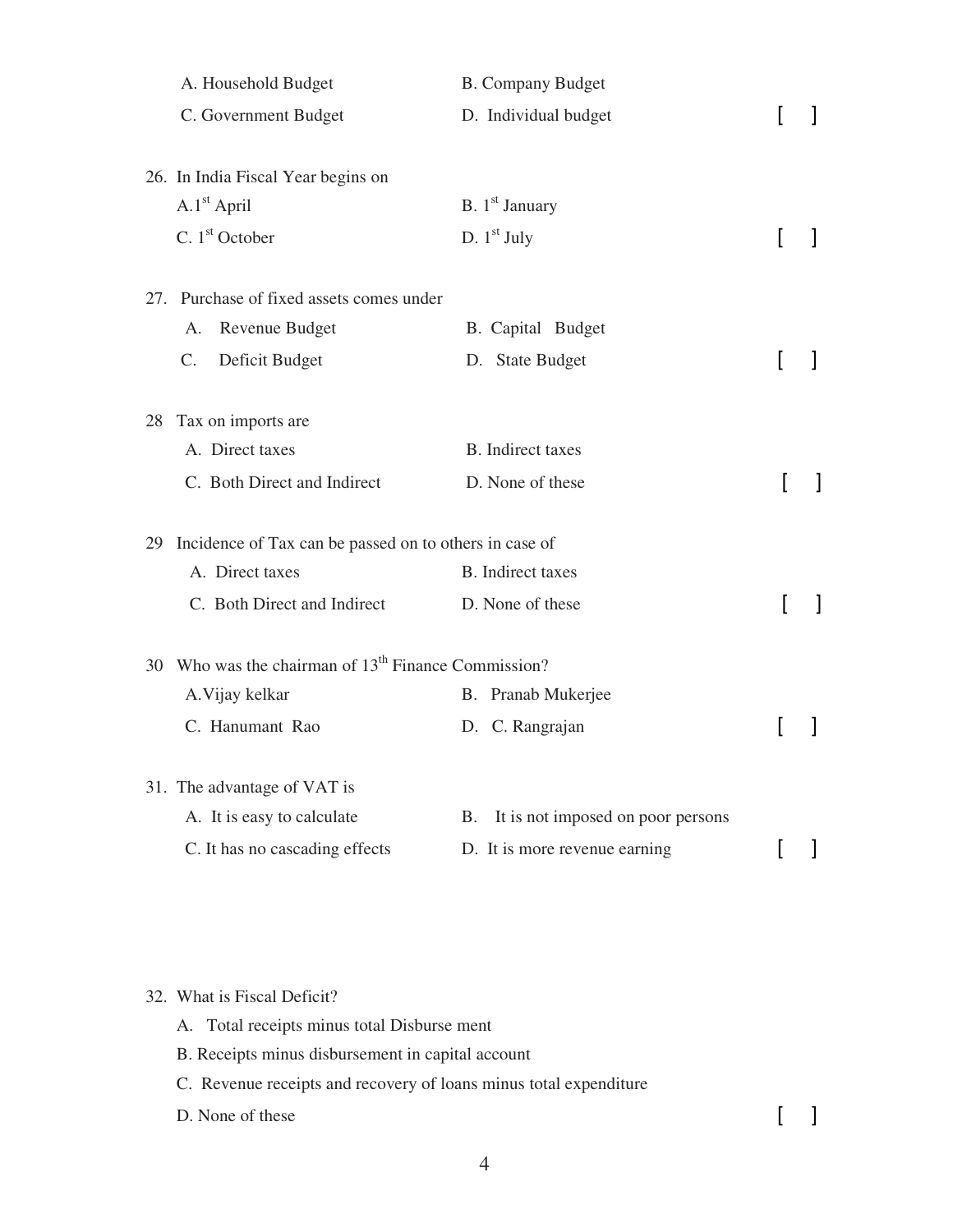A. Household Budget  B. Company Budget
C. Government Budget  D. Individual budget  [ ]

26. In India Fiscal Year begins on
A. 1st April  B. 1st January
C. 1st October  D. 1st July  [ ]

27. Purchase of fixed assets comes under
A. Revenue Budget  B. Capital Budget
C. Deficit Budget  D. State Budget  [ ]

28 Tax on imports are
A. Direct taxes  B. Indirect taxes
C. Both Direct and Indirect  D. None of these  [ ]

29 Incidence of Tax can be passed on to others in case of
A. Direct taxes  B. Indirect taxes
C. Both Direct and Indirect  D. None of these  [ ]

30 Who was the chairman of 13th Finance Commission?
A. Vijay kelkar  B. Pranab Mukerjee
C. Hanumant Rao  D. C. Rangrajan  [ ]

31. The advantage of VAT is
A. It is easy to calculate  B. It is not imposed on poor persons
C. It has no cascading effects  D. It is more revenue earning  [ ]

32. What is Fiscal Deficit?
A. Total receipts minus total Disburse ment
B. Receipts minus disbursement in capital account
C. Revenue receipts and recovery of loans minus total expenditure
D. None of these  [ ]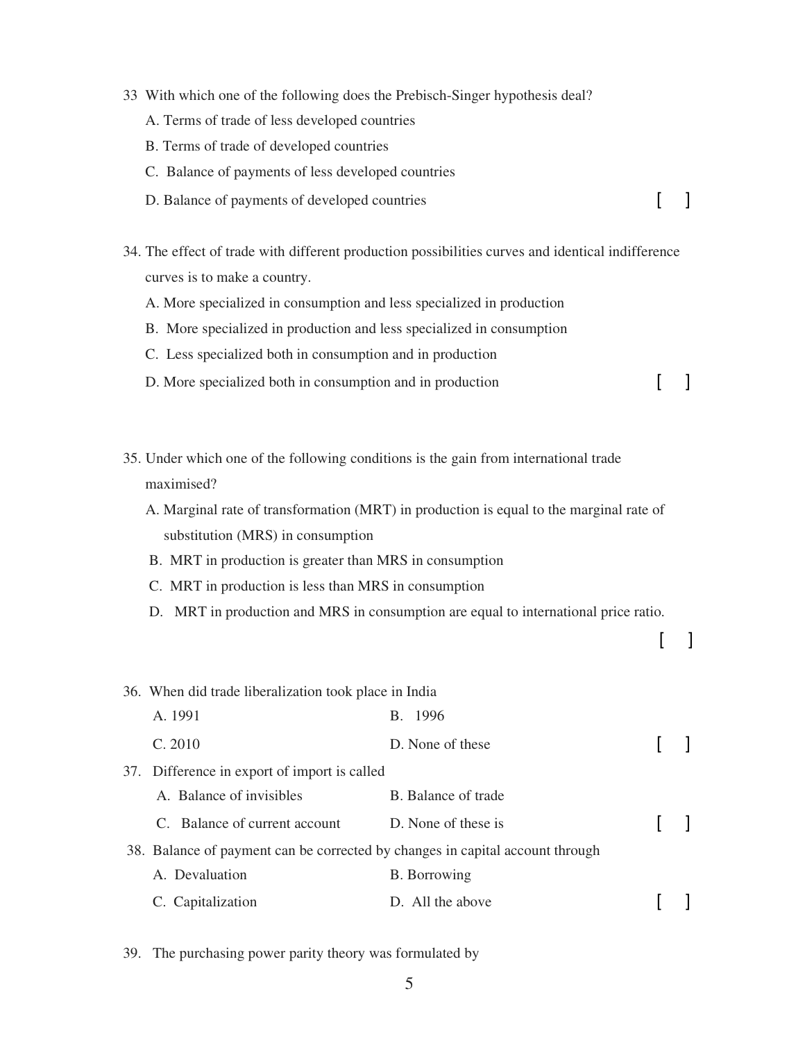33 With which one of the following does the Prebisch-Singer hypothesis deal?

A. Terms of trade of less developed countries

B. Terms of trade of developed countries

C. Balance of payments of less developed countries

D. Balance of payments of developed countries [ ]

34. The effect of trade with different production possibilities curves and identical indifference curves is to make a country.

A. More specialized in consumption and less specialized in production

B. More specialized in production and less specialized in consumption

C. Less specialized both in consumption and in production

D. More specialized both in consumption and in production [ ]

35. Under which one of the following conditions is the gain from international trade maximised?

A. Marginal rate of transformation (MRT) in production is equal to the marginal rate of substitution (MRS) in consumption

B. MRT in production is greater than MRS in consumption

C. MRT in production is less than MRS in consumption

D. MRT in production and MRS in consumption are equal to international price ratio.

[ ]

36. When did trade liberalization took place in India

A. 1991 B. 1996

C. 2010 D. None of these [ ]

37. Difference in export of import is called

A. Balance of invisibles B. Balance of trade

C. Balance of current account D. None of these is [ ]

38. Balance of payment can be corrected by changes in capital account through

A. Devaluation B. Borrowing

C. Capitalization D. All the above [ ]

39. The purchasing power parity theory was formulated by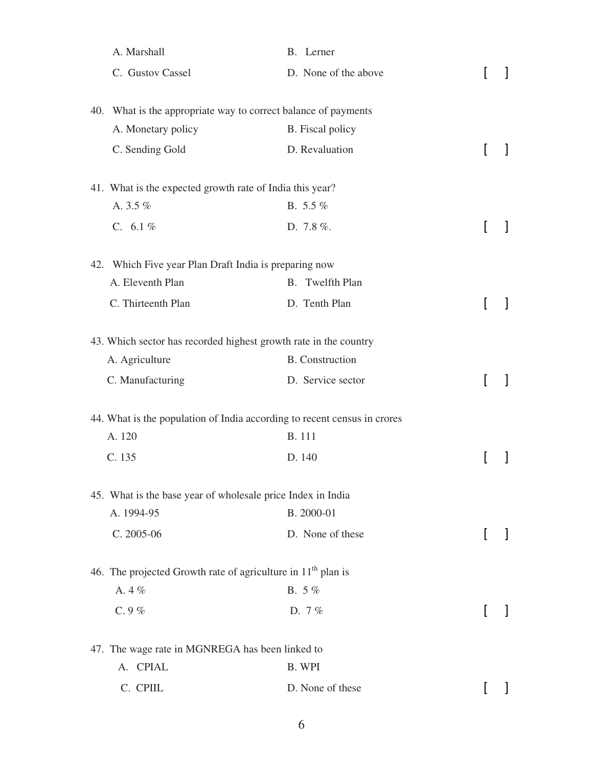A. Marshall B. Lerner

C. Gustov Cassel D. None of the above [ ]

40. What is the appropriate way to correct balance of payments

A. Monetary policy B. Fiscal policy

C. Sending Gold D. Revaluation [ ]

41. What is the expected growth rate of India this year?

A. 3.5 % B. 5.5 %

C. 6.1 % D. 7.8 %. [ ]

42. Which Five year Plan Draft India is preparing now

A. Eleventh Plan B. Twelfth Plan

C. Thirteenth Plan D. Tenth Plan [ ]

43. Which sector has recorded highest growth rate in the country

A. Agriculture B. Construction

C. Manufacturing D. Service sector [ ]

44. What is the population of India according to recent census in crores

A. 120 B. 111

C. 135 D. 140 [ ]

45. What is the base year of wholesale price Index in India

A. 1994-95 B. 2000-01

C. 2005-06 D. None of these [ ]

46. The projected Growth rate of agriculture in $11^{th}$ plan is

A. 4 % B. 5 %

C. 9 % D. 7 % [ ]

47. The wage rate in MGNREGA has been linked to

A. CPIAL B. WPI

C. CPIIL D. None of these [ ]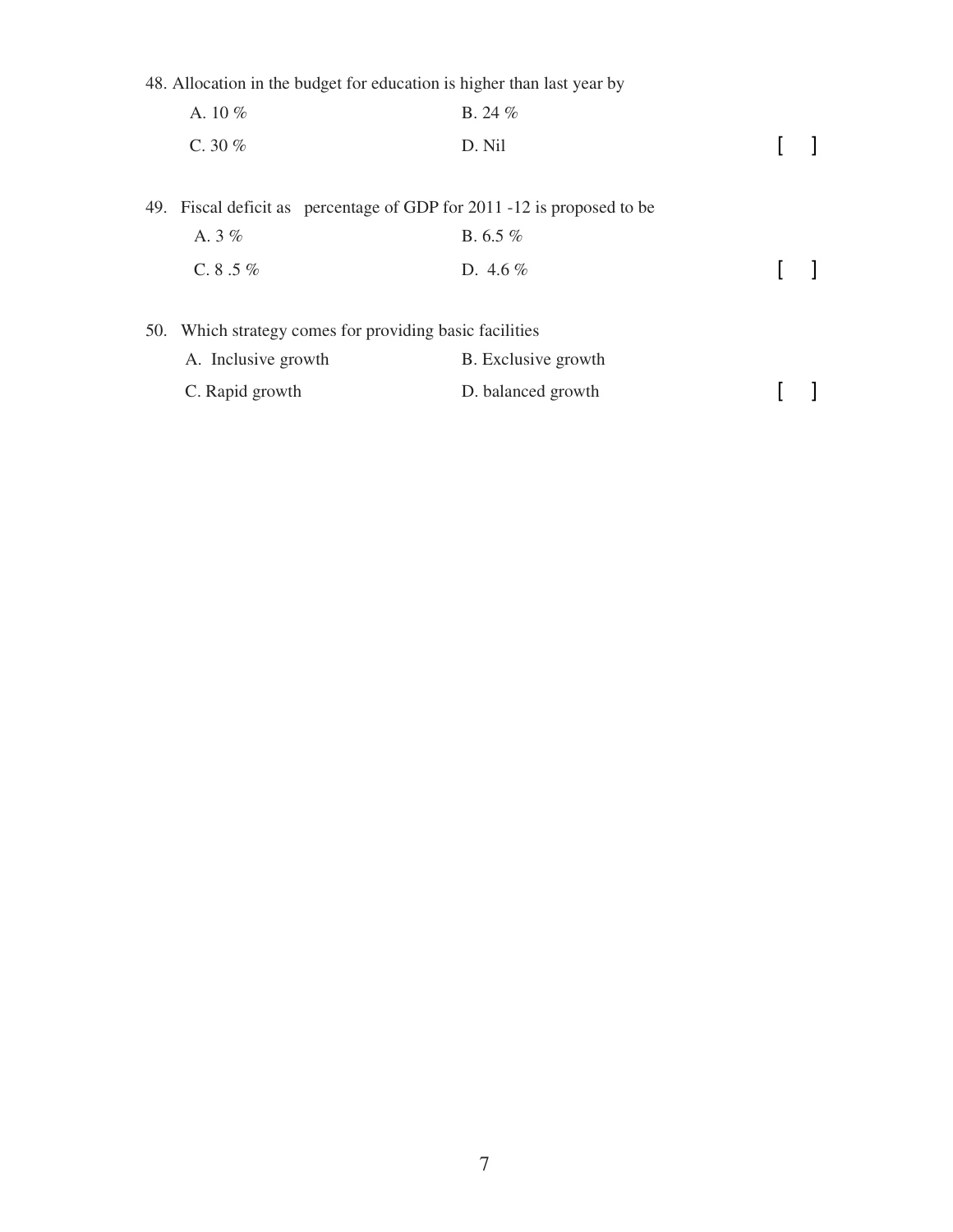48. Allocation in the budget for education is higher than last year by

A. 10 %  B. 24 %

C. 30 %  D. Nil  [ ]

49. Fiscal deficit as percentage of GDP for 2011 -12 is proposed to be

A. 3 %  B. 6.5 %

C. 8 .5 %  D. 4.6 %  [ ]

50. Which strategy comes for providing basic facilities

A. Inclusive growth  B. Exclusive growth

C. Rapid growth  D. balanced growth  [ ]